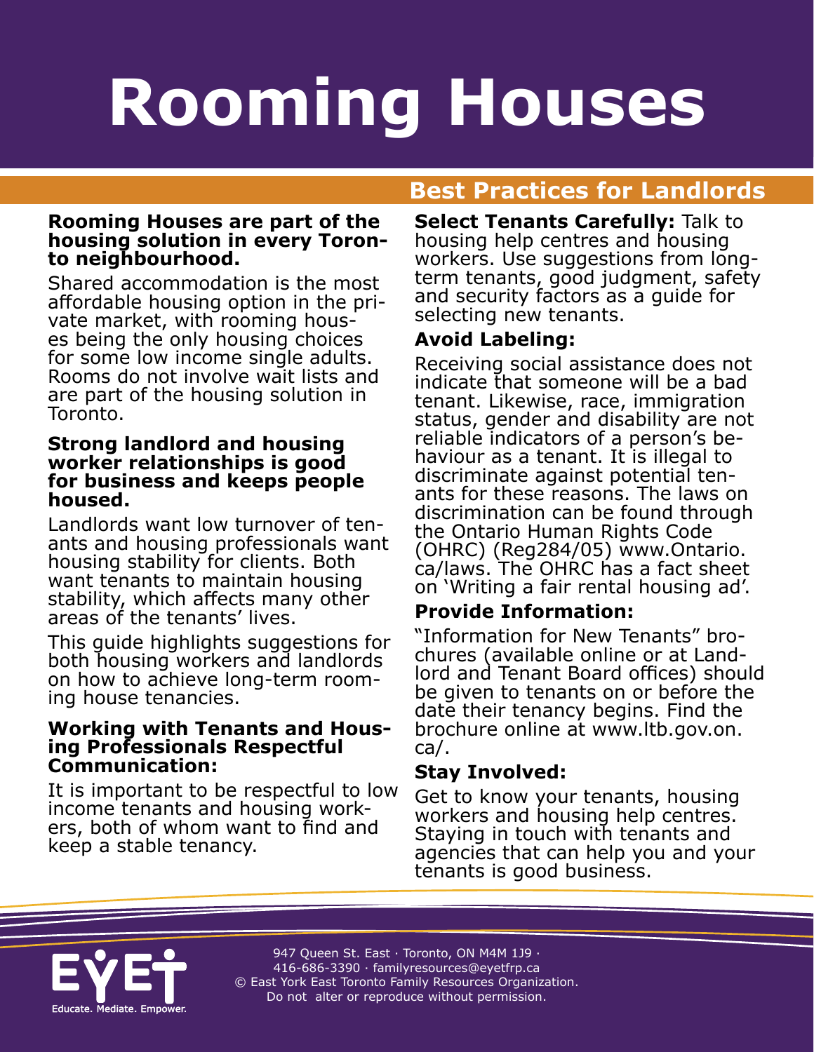# Rooming Houses

**Rooming Houses are part of the housing solution in every Toronto neighbourhood.**

Shared accommodation is the most affordable housing option in the private market, with rooming houses being the only housing choices for some low income single adults. Rooms do not involve wait lists and are part of the housing solution in Toronto.

**Strong landlord and housing worker relationships is good for business and keeps people housed.**

Landlords want low turnover of tenants and housing professionals want housing stability for clients. Both want tenants to maintain housing stability, which affects many other areas of the tenants' lives.

This guide highlights suggestions for both housing workers and landlords on how to achieve long-term rooming house tenancies.

**Working with Tenants and Housing Professionals Respectful Communication:**

It is important to be respectful to low income tenants and housing workers, both of whom want to find and keep a stable tenancy.

## Best Practices for Landlords

**Select Tenants Carefully:** Talk to housing help centres and housing workers. Use suggestions from long-term tenants, good judgment, safety and security factors as a guide for selecting new tenants.

**Avoid Labeling:**

Receiving social assistance does not indicate that someone will be a bad tenant. Likewise, race, immigration status, gender and disability are not reliable indicators of a person's behaviour as a tenant. It is illegal to discriminate against potential tenants for these reasons. The laws on discrimination can be found through the Ontario Human Rights Code (OHRC) (Reg284/05) www.Ontario.ca/laws. The OHRC has a fact sheet on 'Writing a fair rental housing ad'.

**Provide Information:**

"Information for New Tenants" brochures (available online or at Landlord and Tenant Board offices) should be given to tenants on or before the date their tenancy begins. Find the brochure online at www.ltb.gov.on.ca/.

**Stay Involved:**

Get to know your tenants, housing workers and housing help centres. Staying in touch with tenants and agencies that can help you and your tenants is good business.

EYET — Educate. Mediate. Empower.

947 Queen St. East · Toronto, ON M4M 1J9 · 416-686-3390 · familyresources@eyetfrp.ca
© East York East Toronto Family Resources Organization.
Do not alter or reproduce without permission.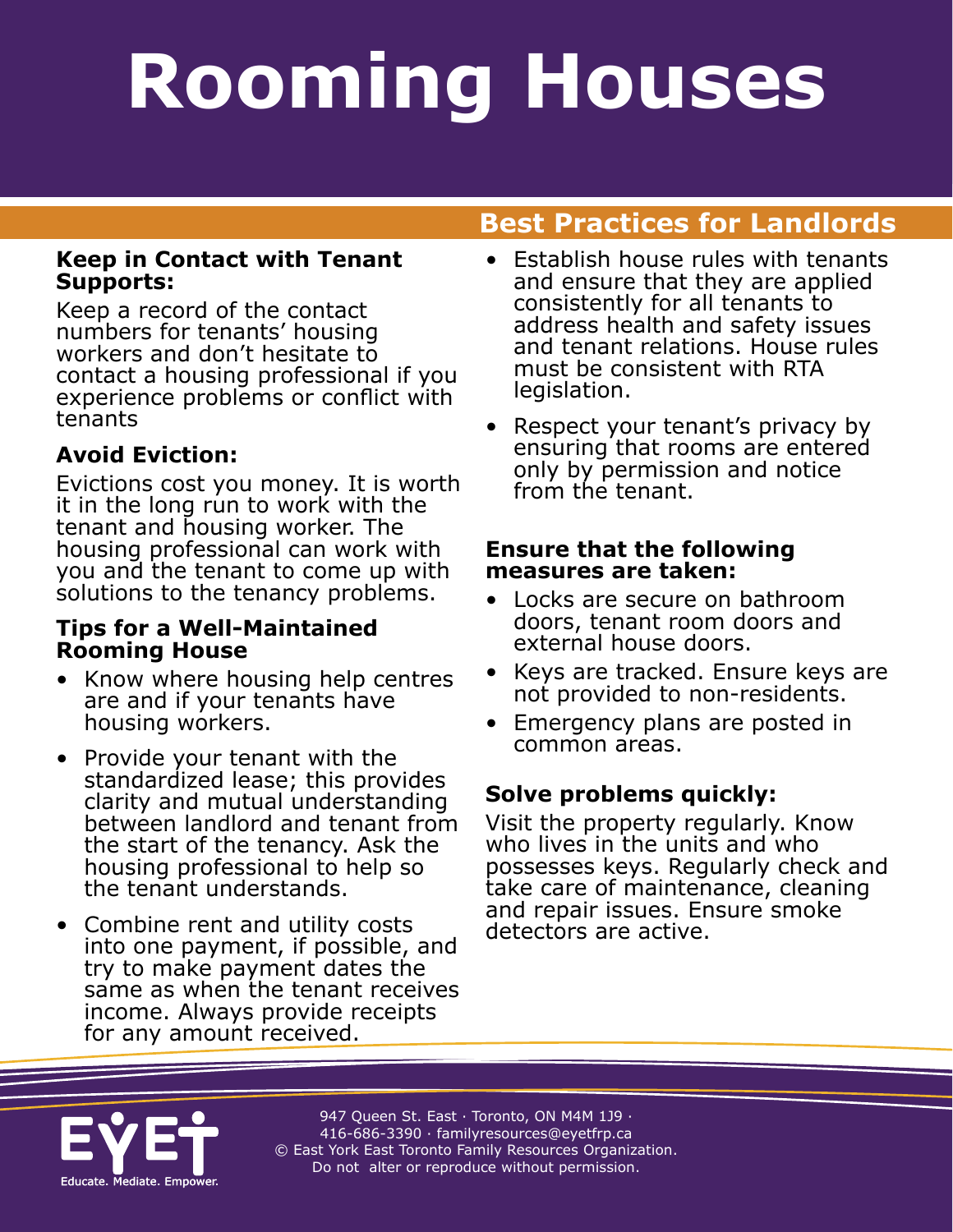# Rooming Houses

## Best Practices for Landlords

**Keep in Contact with Tenant Supports:**

Keep a record of the contact numbers for tenants' housing workers and don't hesitate to contact a housing professional if you experience problems or conflict with tenants

**Avoid Eviction:**

Evictions cost you money. It is worth it in the long run to work with the tenant and housing worker. The housing professional can work with you and the tenant to come up with solutions to the tenancy problems.

**Tips for a Well-Maintained Rooming House**

- Know where housing help centres are and if your tenants have housing workers.
- Provide your tenant with the standardized lease; this provides clarity and mutual understanding between landlord and tenant from the start of the tenancy. Ask the housing professional to help so the tenant understands.
- Combine rent and utility costs into one payment, if possible, and try to make payment dates the same as when the tenant receives income. Always provide receipts for any amount received.
- Establish house rules with tenants and ensure that they are applied consistently for all tenants to address health and safety issues and tenant relations. House rules must be consistent with RTA legislation.
- Respect your tenant's privacy by ensuring that rooms are entered only by permission and notice from the tenant.

**Ensure that the following measures are taken:**

- Locks are secure on bathroom doors, tenant room doors and external house doors.
- Keys are tracked. Ensure keys are not provided to non-residents.
- Emergency plans are posted in common areas.

**Solve problems quickly:**

Visit the property regularly. Know who lives in the units and who possesses keys. Regularly check and take care of maintenance, cleaning and repair issues. Ensure smoke detectors are active.

EYET Educate. Mediate. Empower.

947 Queen St. East · Toronto, ON M4M 1J9 · 416-686-3390 · familyresources@eyetfrp.ca
© East York East Toronto Family Resources Organization. Do not alter or reproduce without permission.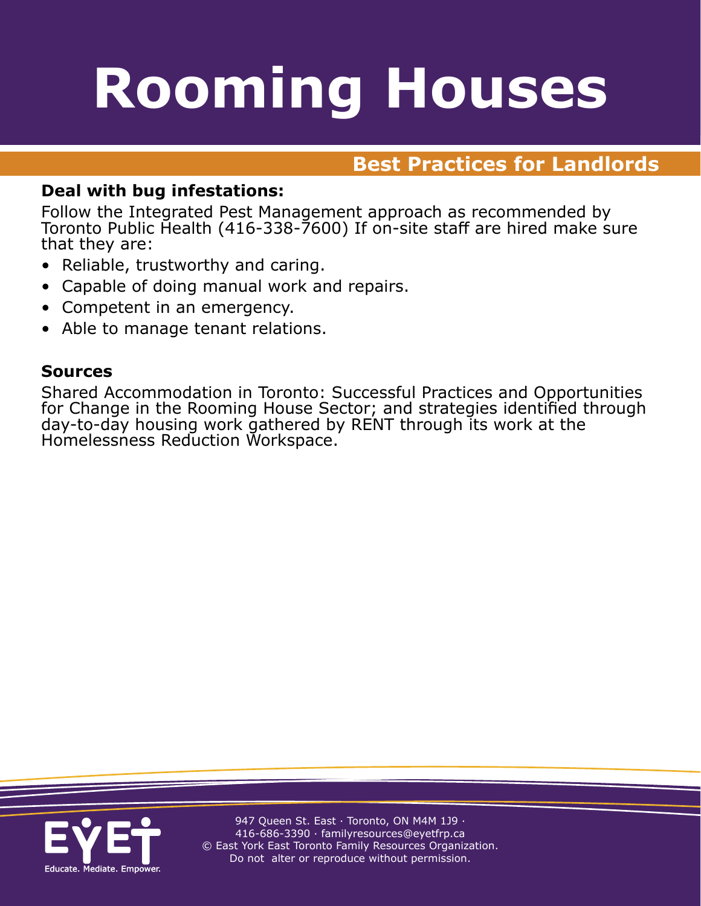# Rooming Houses

## Best Practices for Landlords

**Deal with bug infestations:**

Follow the Integrated Pest Management approach as recommended by Toronto Public Health (416-338-7600) If on-site staff are hired make sure that they are:

- Reliable, trustworthy and caring.
- Capable of doing manual work and repairs.
- Competent in an emergency.
- Able to manage tenant relations.

**Sources**

Shared Accommodation in Toronto: Successful Practices and Opportunities for Change in the Rooming House Sector; and strategies identified through day-to-day housing work gathered by RENT through its work at the Homelessness Reduction Workspace.

EYET
Educate. Mediate. Empower.

947 Queen St. East · Toronto, ON M4M 1J9 · 416-686-3390 · familyresources@eyetfrp.ca
© East York East Toronto Family Resources Organization.
Do not alter or reproduce without permission.